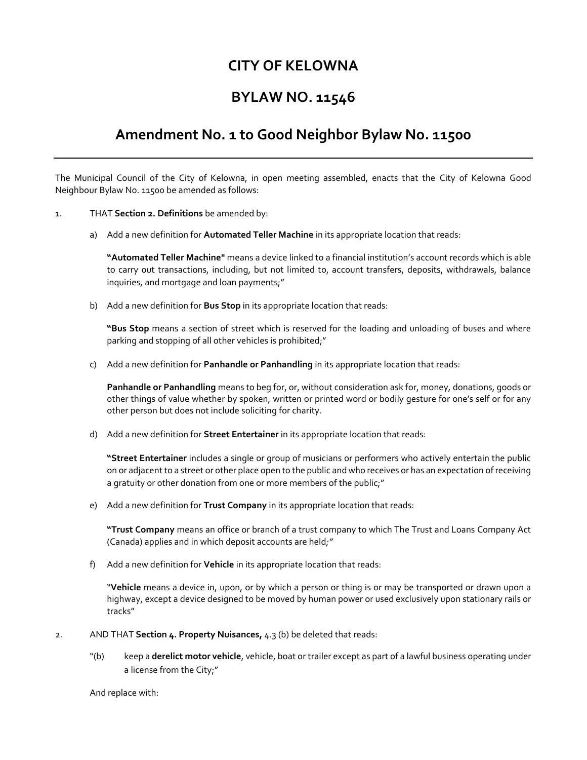# CITY OF KELOWNA

# BYLAW NO. 11546

## Amendment No. 1 to Good Neighbor Bylaw No. 11500

---

The Municipal Council of the City of Kelowna, in open meeting assembled, enacts that the City of Kelowna Good Neighbour Bylaw No. 11500 be amended as follows:

1. THAT **Section 2. Definitions** be amended by:

   a) Add a new definition for **Automated Teller Machine** in its appropriate location that reads:

   **"Automated Teller Machine"** means a device linked to a financial institution's account records which is able to carry out transactions, including, but not limited to, account transfers, deposits, withdrawals, balance inquiries, and mortgage and loan payments;"

   b) Add a new definition for **Bus Stop** in its appropriate location that reads:

   **"Bus Stop** means a section of street which is reserved for the loading and unloading of buses and where parking and stopping of all other vehicles is prohibited;"

   c) Add a new definition for **Panhandle or Panhandling** in its appropriate location that reads:

   **Panhandle or Panhandling** means to beg for, or, without consideration ask for, money, donations, goods or other things of value whether by spoken, written or printed word or bodily gesture for one's self or for any other person but does not include soliciting for charity.

   d) Add a new definition for **Street Entertainer** in its appropriate location that reads:

   **"Street Entertainer** includes a single or group of musicians or performers who actively entertain the public on or adjacent to a street or other place open to the public and who receives or has an expectation of receiving a gratuity or other donation from one or more members of the public;"

   e) Add a new definition for **Trust Company** in its appropriate location that reads:

   **"Trust Company** means an office or branch of a trust company to which The Trust and Loans Company Act (Canada) applies and in which deposit accounts are held;"

   f) Add a new definition for **Vehicle** in its appropriate location that reads:

   "**Vehicle** means a device in, upon, or by which a person or thing is or may be transported or drawn upon a highway, except a device designed to be moved by human power or used exclusively upon stationary rails or tracks"

2. AND THAT **Section 4. Property Nuisances,** 4.3 (b) be deleted that reads:

   "(b) keep a **derelict motor vehicle**, vehicle, boat or trailer except as part of a lawful business operating under a license from the City;"

   And replace with: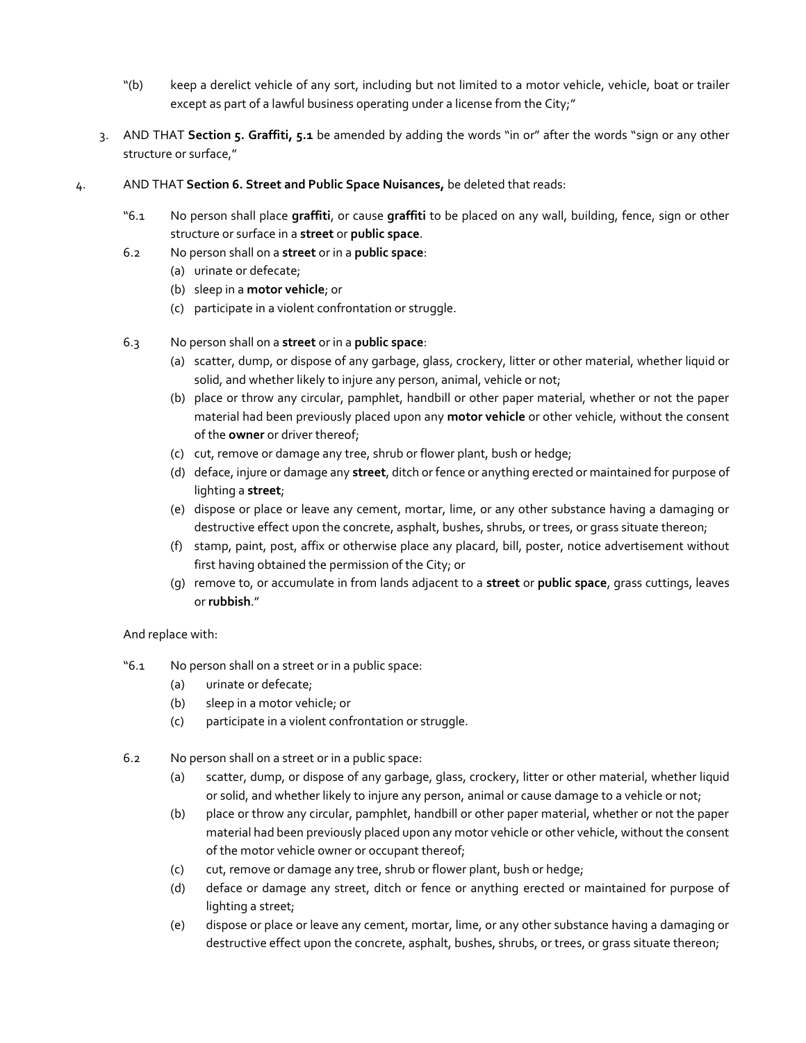"(b) keep a derelict vehicle of any sort, including but not limited to a motor vehicle, vehicle, boat or trailer except as part of a lawful business operating under a license from the City;"

3. AND THAT **Section 5. Graffiti, 5.1** be amended by adding the words "in or" after the words "sign or any other structure or surface,"

4. AND THAT **Section 6. Street and Public Space Nuisances,** be deleted that reads:

"6.1 No person shall place **graffiti**, or cause **graffiti** to be placed on any wall, building, fence, sign or other structure or surface in a **street** or **public space**.

6.2 No person shall on a **street** or in a **public space**:
   (a) urinate or defecate;
   (b) sleep in a **motor vehicle**; or
   (c) participate in a violent confrontation or struggle.

6.3 No person shall on a **street** or in a **public space**:
   (a) scatter, dump, or dispose of any garbage, glass, crockery, litter or other material, whether liquid or solid, and whether likely to injure any person, animal, vehicle or not;
   (b) place or throw any circular, pamphlet, handbill or other paper material, whether or not the paper material had been previously placed upon any **motor vehicle** or other vehicle, without the consent of the **owner** or driver thereof;
   (c) cut, remove or damage any tree, shrub or flower plant, bush or hedge;
   (d) deface, injure or damage any **street**, ditch or fence or anything erected or maintained for purpose of lighting a **street**;
   (e) dispose or place or leave any cement, mortar, lime, or any other substance having a damaging or destructive effect upon the concrete, asphalt, bushes, shrubs, or trees, or grass situate thereon;
   (f) stamp, paint, post, affix or otherwise place any placard, bill, poster, notice advertisement without first having obtained the permission of the City; or
   (g) remove to, or accumulate in from lands adjacent to a **street** or **public space**, grass cuttings, leaves or **rubbish**."

And replace with:

"6.1 No person shall on a street or in a public space:
   (a) urinate or defecate;
   (b) sleep in a motor vehicle; or
   (c) participate in a violent confrontation or struggle.

6.2 No person shall on a street or in a public space:
   (a) scatter, dump, or dispose of any garbage, glass, crockery, litter or other material, whether liquid or solid, and whether likely to injure any person, animal or cause damage to a vehicle or not;
   (b) place or throw any circular, pamphlet, handbill or other paper material, whether or not the paper material had been previously placed upon any motor vehicle or other vehicle, without the consent of the motor vehicle owner or occupant thereof;
   (c) cut, remove or damage any tree, shrub or flower plant, bush or hedge;
   (d) deface or damage any street, ditch or fence or anything erected or maintained for purpose of lighting a street;
   (e) dispose or place or leave any cement, mortar, lime, or any other substance having a damaging or destructive effect upon the concrete, asphalt, bushes, shrubs, or trees, or grass situate thereon;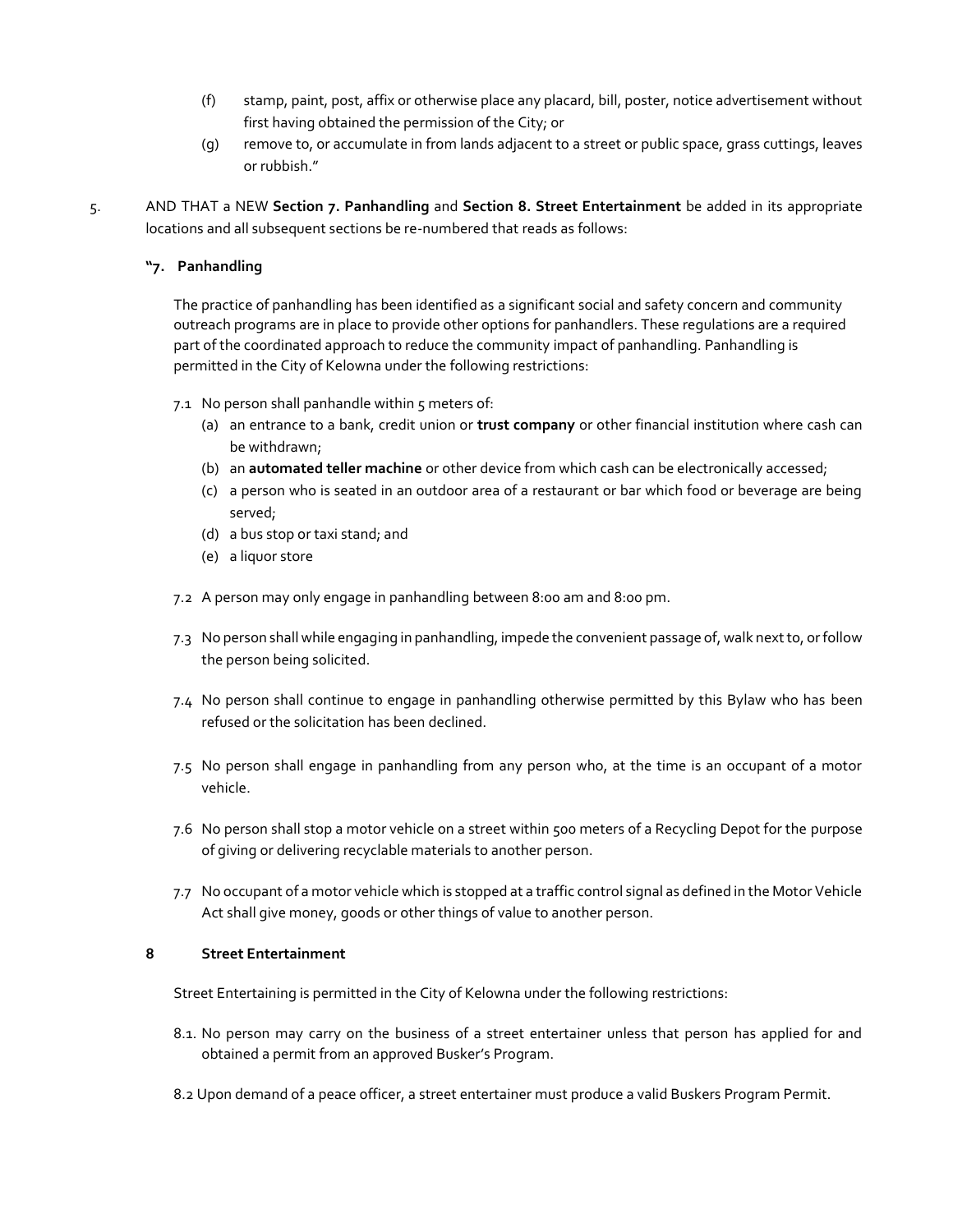(f) stamp, paint, post, affix or otherwise place any placard, bill, poster, notice advertisement without first having obtained the permission of the City; or

(g) remove to, or accumulate in from lands adjacent to a street or public space, grass cuttings, leaves or rubbish."

5. AND THAT a NEW **Section 7. Panhandling** and **Section 8. Street Entertainment** be added in its appropriate locations and all subsequent sections be re-numbered that reads as follows:

**"7. Panhandling**

The practice of panhandling has been identified as a significant social and safety concern and community outreach programs are in place to provide other options for panhandlers. These regulations are a required part of the coordinated approach to reduce the community impact of panhandling. Panhandling is permitted in the City of Kelowna under the following restrictions:

7.1 No person shall panhandle within 5 meters of:

(a) an entrance to a bank, credit union or **trust company** or other financial institution where cash can be withdrawn;

(b) an **automated teller machine** or other device from which cash can be electronically accessed;

(c) a person who is seated in an outdoor area of a restaurant or bar which food or beverage are being served;

(d) a bus stop or taxi stand; and

(e) a liquor store

7.2 A person may only engage in panhandling between 8:00 am and 8:00 pm.

7.3 No person shall while engaging in panhandling, impede the convenient passage of, walk next to, or follow the person being solicited.

7.4 No person shall continue to engage in panhandling otherwise permitted by this Bylaw who has been refused or the solicitation has been declined.

7.5 No person shall engage in panhandling from any person who, at the time is an occupant of a motor vehicle.

7.6 No person shall stop a motor vehicle on a street within 500 meters of a Recycling Depot for the purpose of giving or delivering recyclable materials to another person.

7.7 No occupant of a motor vehicle which is stopped at a traffic control signal as defined in the Motor Vehicle Act shall give money, goods or other things of value to another person.

**8 Street Entertainment**

Street Entertaining is permitted in the City of Kelowna under the following restrictions:

8.1. No person may carry on the business of a street entertainer unless that person has applied for and obtained a permit from an approved Busker's Program.

8.2 Upon demand of a peace officer, a street entertainer must produce a valid Buskers Program Permit.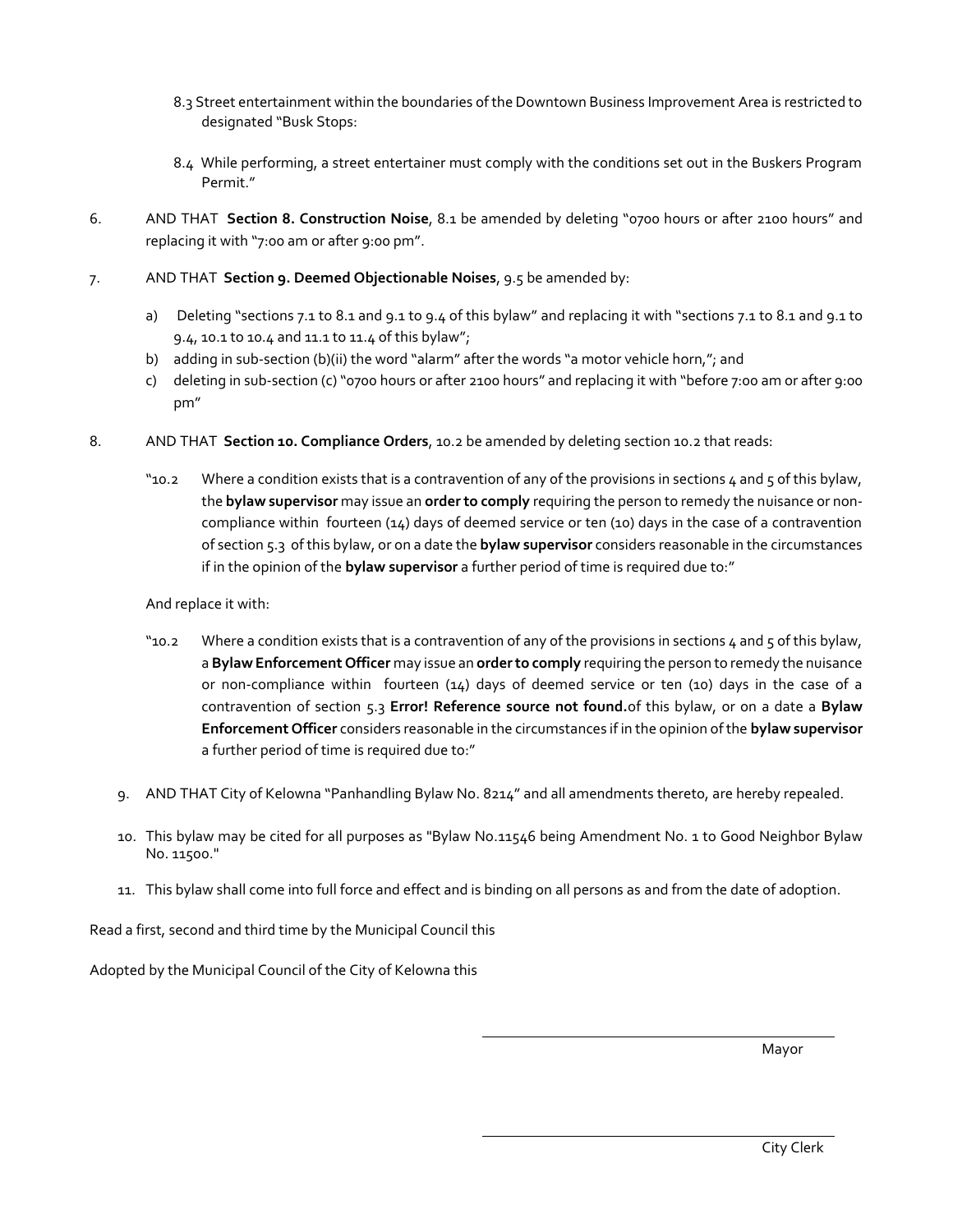8.3 Street entertainment within the boundaries of the Downtown Business Improvement Area is restricted to designated "Busk Stops:

8.4 While performing, a street entertainer must comply with the conditions set out in the Buskers Program Permit."

6. AND THAT **Section 8. Construction Noise**, 8.1 be amended by deleting "0700 hours or after 2100 hours" and replacing it with "7:00 am or after 9:00 pm".

7. AND THAT **Section 9. Deemed Objectionable Noises**, 9.5 be amended by:

   a) Deleting "sections 7.1 to 8.1 and 9.1 to 9.4 of this bylaw" and replacing it with "sections 7.1 to 8.1 and 9.1 to 9.4, 10.1 to 10.4 and 11.1 to 11.4 of this bylaw";
   b) adding in sub-section (b)(ii) the word "alarm" after the words "a motor vehicle horn,"; and
   c) deleting in sub-section (c) "0700 hours or after 2100 hours" and replacing it with "before 7:00 am or after 9:00 pm"

8. AND THAT **Section 10. Compliance Orders**, 10.2 be amended by deleting section 10.2 that reads:

   "10.2 Where a condition exists that is a contravention of any of the provisions in sections 4 and 5 of this bylaw, the **bylaw supervisor** may issue an **order to comply** requiring the person to remedy the nuisance or non-compliance within fourteen (14) days of deemed service or ten (10) days in the case of a contravention of section 5.3 of this bylaw, or on a date the **bylaw supervisor** considers reasonable in the circumstances if in the opinion of the **bylaw supervisor** a further period of time is required due to:"

   And replace it with:

   "10.2 Where a condition exists that is a contravention of any of the provisions in sections 4 and 5 of this bylaw, a **Bylaw Enforcement Officer** may issue an **order to comply** requiring the person to remedy the nuisance or non-compliance within fourteen (14) days of deemed service or ten (10) days in the case of a contravention of section 5.3 **Error! Reference source not found.** of this bylaw, or on a date a **Bylaw Enforcement Officer** considers reasonable in the circumstances if in the opinion of the **bylaw supervisor** a further period of time is required due to:"

9. AND THAT City of Kelowna "Panhandling Bylaw No. 8214" and all amendments thereto, are hereby repealed.

10. This bylaw may be cited for all purposes as "Bylaw No.11546 being Amendment No. 1 to Good Neighbor Bylaw No. 11500."

11. This bylaw shall come into full force and effect and is binding on all persons as and from the date of adoption.

Read a first, second and third time by the Municipal Council this

Adopted by the Municipal Council of the City of Kelowna this

Mayor

City Clerk